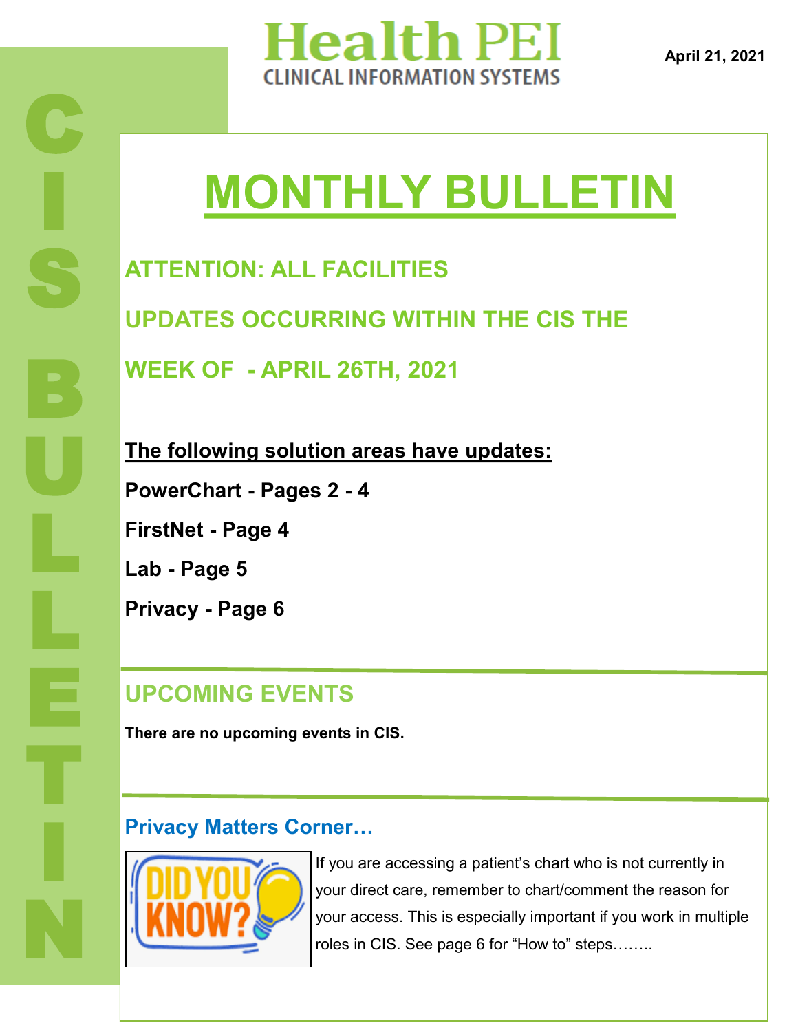# Health PEI

CLINICAL INFORMATION SYSTEMS

April 21, 2021

CIS BULLETIN

# MONTHLY BULLETIN

## ATTENTION: ALL FACILITIES

## UPDATES OCCURRING WITHIN THE CIS THE WEEK OF - APRIL 26TH, 2021

**The following solution areas have updates:**

**PowerChart - Pages 2 - 4**

**FirstNet - Page 4**

**Lab - Page 5**

**Privacy - Page 6**

## UPCOMING EVENTS

**There are no upcoming events in CIS.**

### Privacy Matters Corner…

DID YOU KNOW?

If you are accessing a patient's chart who is not currently in your direct care, remember to chart/comment the reason for your access. This is especially important if you work in multiple roles in CIS. See page 6 for "How to" steps……..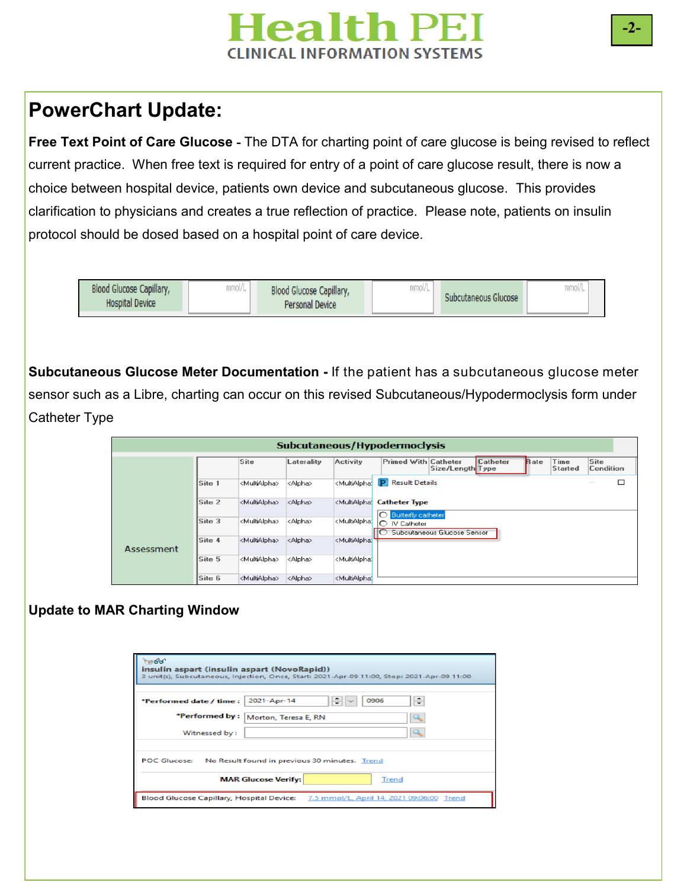# PowerChart Update:

**Free Text Point of Care Glucose** - The DTA for charting point of care glucose is being revised to reflect current practice. When free text is required for entry of a point of care glucose result, there is now a choice between hospital device, patients own device and subcutaneous glucose. This provides clarification to physicians and creates a true reflection of practice. Please note, patients on insulin protocol should be dosed based on a hospital point of care device.

| Blood Glucose Capillary, Hospital Device | mmol/L | Blood Glucose Capillary, Personal Device | mmol/L | Subcutaneous Glucose | mmol/L |
|---|---|---|---|---|---|

**Subcutaneous Glucose Meter Documentation -** If the patient has a subcutaneous glucose meter sensor such as a Libre, charting can occur on this revised Subcutaneous/Hypodermoclysis form under Catheter Type

**Subcutaneous/Hypodermoclysis**

| | | Site | Laterality | Activity | Primed With | Catheter Size/Length | Catheter Type | Rate | Time Started | Site Condition |
|---|---|---|---|---|---|---|---|---|---|---|
| Assessment | Site 1 | <MultiAlpha> | <Alpha> | <MultiAlpha> | | | | | | |
| | Site 2 | <MultiAlpha> | <Alpha> | <MultiAlpha> | | | | | | |
| | Site 3 | <MultiAlpha> | <Alpha> | <MultiAlpha> | | | | | | |
| | Site 4 | <MultiAlpha> | <Alpha> | <MultiAlpha> | | | | | | |
| | Site 5 | <MultiAlpha> | <Alpha> | <MultiAlpha> | | | | | | |
| | Site 6 | <MultiAlpha> | <Alpha> | <MultiAlpha> | | | | | | |

Result Details

**Catheter Type**
- Butterfly catheter
- IV Catheter
- Subcutaneous Glucose Sensor

### Update to MAR Charting Window

**insulin aspart (insulin aspart (NovoRapid))**
3 unit(s), Subcutaneous, Injection, Once, Start: 2021-Apr-09 11:00, Stop: 2021-Apr-09 11:00

*Performed date / time : 2021-Apr-14 0906
*Performed by : Morton, Teresa E, RN
Witnessed by :

POC Glucose: No Result found in previous 30 minutes. Trend

MAR Glucose Verify: Trend

Blood Glucose Capillary, Hospital Device: 7.5 mmol/L, April 14, 2021 09:06:00 Trend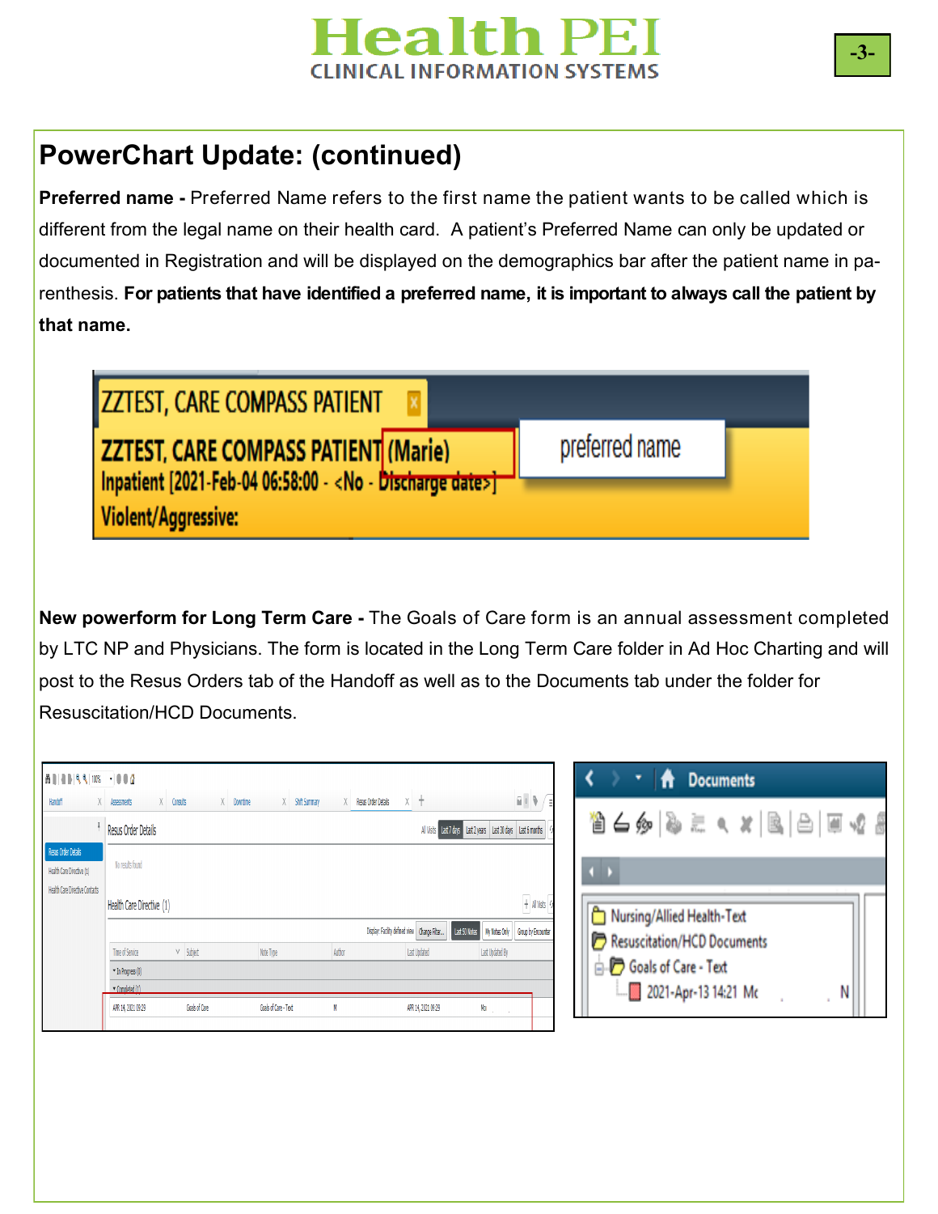## PowerChart Update: (continued)

**Preferred name -** Preferred Name refers to the first name the patient wants to be called which is different from the legal name on their health card. A patient's Preferred Name can only be updated or documented in Registration and will be displayed on the demographics bar after the patient name in parenthesis. **For patients that have identified a preferred name, it is important to always call the patient by that name.**

**New powerform for Long Term Care -** The Goals of Care form is an annual assessment completed by LTC NP and Physicians. The form is located in the Long Term Care folder in Ad Hoc Charting and will post to the Resus Orders tab of the Handoff as well as to the Documents tab under the folder for Resuscitation/HCD Documents.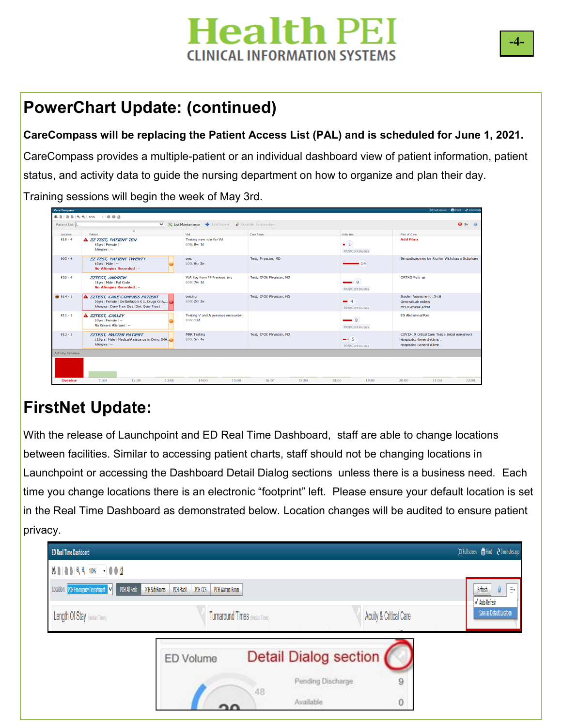## PowerChart Update: (continued)

**CareCompass will be replacing the Patient Access List (PAL) and is scheduled for June 1, 2021.**

CareCompass provides a multiple-patient or an individual dashboard view of patient information, patient status, and activity data to guide the nursing department on how to organize and plan their day.

Training sessions will begin the week of May 3rd.

## FirstNet Update:

With the release of Launchpoint and ED Real Time Dashboard, staff are able to change locations between facilities. Similar to accessing patient charts, staff should not be changing locations in Launchpoint or accessing the Dashboard Detail Dialog sections unless there is a business need. Each time you change locations there is an electronic "footprint" left. Please ensure your default location is set in the Real Time Dashboard as demonstrated below. Location changes will be audited to ensure patient privacy.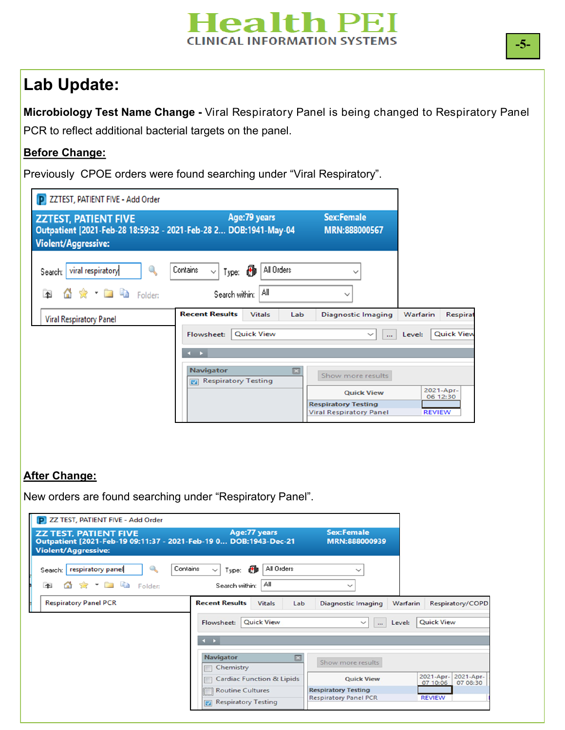# Lab Update:

**Microbiology Test Name Change -** Viral Respiratory Panel is being changed to Respiratory Panel PCR to reflect additional bacterial targets on the panel.

**Before Change:**

Previously CPOE orders were found searching under “Viral Respiratory”.

**After Change:**

New orders are found searching under “Respiratory Panel”.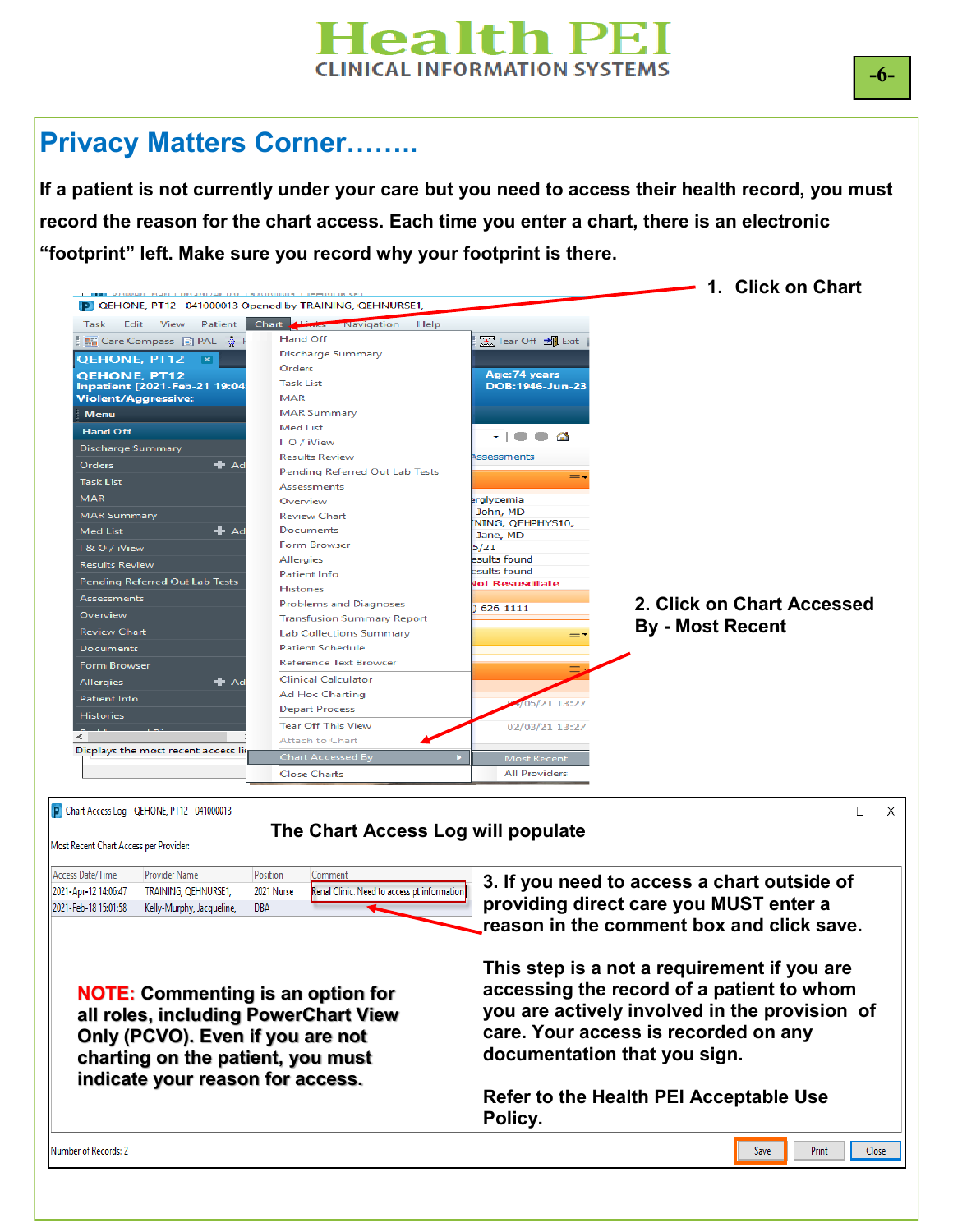## Privacy Matters Corner……..

**If a patient is not currently under your care but you need to access their health record, you must record the reason for the chart access. Each time you enter a chart, there is an electronic "footprint" left. Make sure you record why your footprint is there.**

**1. Click on Chart**

**2. Click on Chart Accessed By - Most Recent**

**The Chart Access Log will populate**

**3. If you need to access a chart outside of providing direct care you MUST enter a reason in the comment box and click save.**

**This step is a not a requirement if you are accessing the record of a patient to whom you are actively involved in the provision of care. Your access is recorded on any documentation that you sign.**

**Refer to the Health PEI Acceptable Use Policy.**

**NOTE: Commenting is an option for all roles, including PowerChart View Only (PCVO). Even if you are not charting on the patient, you must indicate your reason for access.**